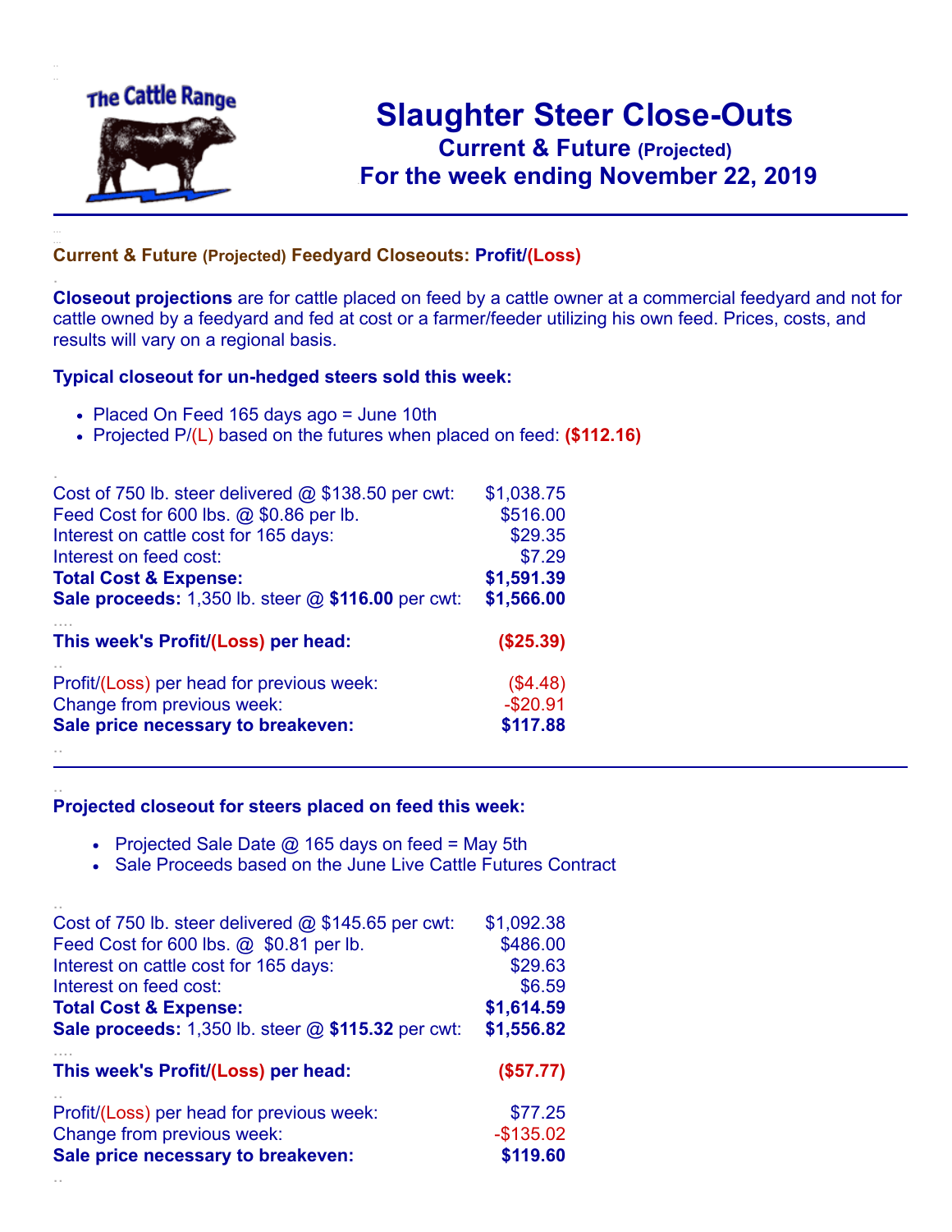The Cattle Range

# Slaughter Steer Close-Outs

## Current & Future (Projected)

## For the week ending November 22, 2019

### Current & Future (Projected) Feedyard Closeouts: Profit/(Loss)

**Closeout projections** are for cattle placed on feed by a cattle owner at a commercial feedyard and not for cattle owned by a feedyard and fed at cost or a farmer/feeder utilizing his own feed. Prices, costs, and results will vary on a regional basis.

### Typical closeout for un-hedged steers sold this week:

- Placed On Feed 165 days ago = June 10th
- Projected P/(L) based on the futures when placed on feed: **($112.16)**

| | |
|---|---|
| Cost of 750 lb. steer delivered @ $138.50 per cwt: | $1,038.75 |
| Feed Cost for 600 lbs. @ $0.86 per lb. | $516.00 |
| Interest on cattle cost for 165 days: | $29.35 |
| Interest on feed cost: | $7.29 |
| **Total Cost & Expense:** | **$1,591.39** |
| **Sale proceeds:** 1,350 lb. steer @ **$116.00** per cwt: | **$1,566.00** |
| **This week's Profit/(Loss) per head:** | **($25.39)** |
| Profit/(Loss) per head for previous week: | ($4.48) |
| Change from previous week: | -$20.91 |
| **Sale price necessary to breakeven:** | **$117.88** |

### Projected closeout for steers placed on feed this week:

- Projected Sale Date @ 165 days on feed = May 5th
- Sale Proceeds based on the June Live Cattle Futures Contract

| | |
|---|---|
| Cost of 750 lb. steer delivered @ $145.65 per cwt: | $1,092.38 |
| Feed Cost for 600 lbs. @ $0.81 per lb. | $486.00 |
| Interest on cattle cost for 165 days: | $29.63 |
| Interest on feed cost: | $6.59 |
| **Total Cost & Expense:** | **$1,614.59** |
| **Sale proceeds:** 1,350 lb. steer @ **$115.32** per cwt: | **$1,556.82** |
| **This week's Profit/(Loss) per head:** | **($57.77)** |
| Profit/(Loss) per head for previous week: | $77.25 |
| Change from previous week: | -$135.02 |
| **Sale price necessary to breakeven:** | **$119.60** |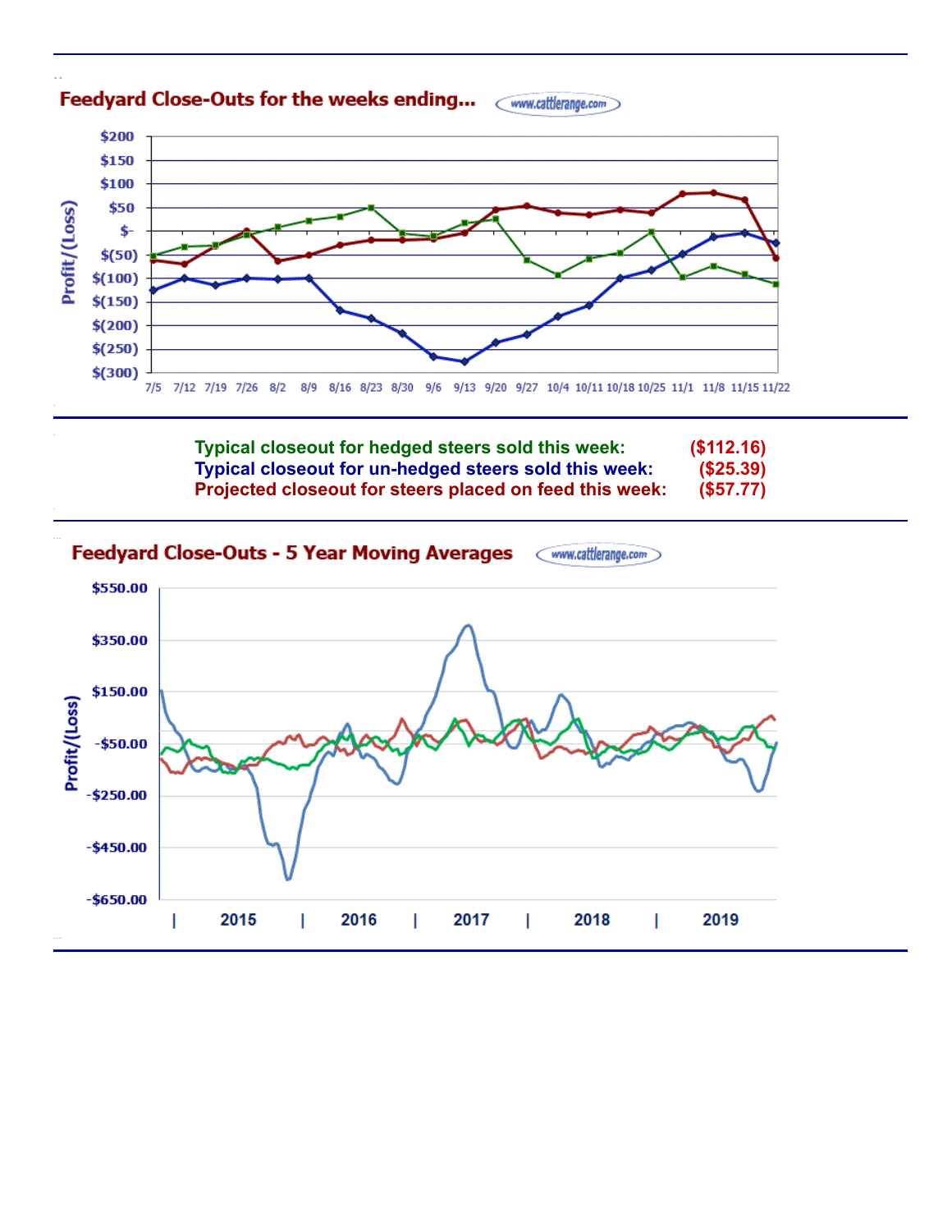## Feedyard Close-Outs for the weeks ending...

www.cattlerange.com

Profit/(Loss)

$200
$150
$100
$50
$-
$(50)
$(100)
$(150)
$(200)
$(250)
$(300)

7/5 7/12 7/19 7/26 8/2 8/9 8/16 8/23 8/30 9/6 9/13 9/20 9/27 10/4 10/11 10/18 10/25 11/1 11/8 11/15 11/22

| | |
|---|---|
| **Typical closeout for hedged steers sold this week:** | **($112.16)** |
| **Typical closeout for un-hedged steers sold this week:** | **($25.39)** |
| **Projected closeout for steers placed on feed this week:** | **($57.77)** |

## Feedyard Close-Outs - 5 Year Moving Averages

www.cattlerange.com

Profit/(Loss)

$550.00
$350.00
$150.00
-$50.00
-$250.00
-$450.00
-$650.00

2015 2016 2017 2018 2019